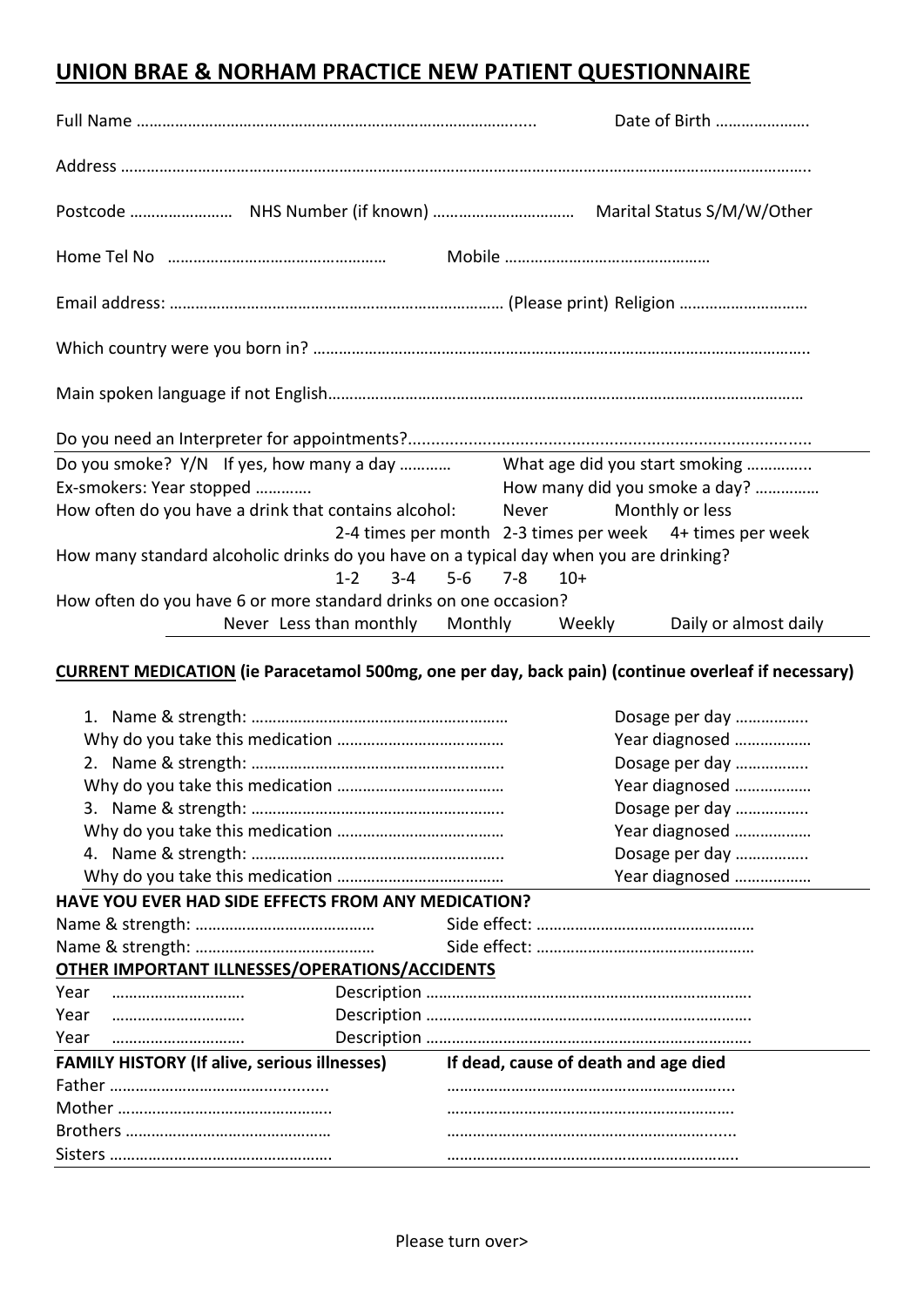# UNION BRAE & NORHAM PRACTICE NEW PATIENT QUESTIONNAIRE

Full Name ………………………………………………………………………………...... Date of Birth ………………….

Address ……………………………………………………………………………………………………………………………………………..

Postcode …………………… NHS Number (if known) …………………………… Marital Status S/M/W/Other

Home Tel No …………………………………………… Mobile …………………………………………

Email address: …………………………………………………………………… (Please print) Religion ………………………..

Which country were you born in? ……………………………………………………………………………………………………..

Main spoken language if not English………………………………………………………………………………………………

Do you need an Interpreter for appointments?.................................................................................

Do you smoke? Y/N If yes, how many a day ……….. What age did you start smoking …………..

Ex-smokers: Year stopped ………… How many did you smoke a day? …………..

How often do you have a drink that contains alcohol: Never Monthly or less 2-4 times per month 2-3 times per week 4+ times per week

How many standard alcoholic drinks do you have on a typical day when you are drinking?
1-2 3-4 5-6 7-8 10+

How often do you have 6 or more standard drinks on one occasion?
Never Less than monthly Monthly Weekly Daily or almost daily

## CURRENT MEDICATION (ie Paracetamol 500mg, one per day, back pain) (continue overleaf if necessary)

1. Name & strength: …………………………………………………… Dosage per day ……………..
   Why do you take this medication ………………………………… Year diagnosed ……………..
2. Name & strength: …………………………………………………… Dosage per day ……………..
   Why do you take this medication ………………………………… Year diagnosed ……………..
3. Name & strength: …………………………………………………… Dosage per day ……………..
   Why do you take this medication ………………………………… Year diagnosed ……………..
4. Name & strength: …………………………………………………… Dosage per day ……………..
   Why do you take this medication ………………………………… Year diagnosed ……………..

**HAVE YOU EVER HAD SIDE EFFECTS FROM ANY MEDICATION?**

Name & strength: …………………………………… Side effect: ……………………………………………
Name & strength: …………………………………… Side effect: ……………………………………………

**OTHER IMPORTANT ILLNESSES/OPERATIONS/ACCIDENTS**

Year ………………………. Description …………………………………………………………………
Year ………………………. Description …………………………………………………………………
Year ………………………. Description …………………………………………………………………

| FAMILY HISTORY (If alive, serious illnesses) | If dead, cause of death and age died |
|---|---|
| Father …………………………………………... | ………………………………………………………... |
| Mother ………………………………………….. | ………………………………………………………. |
| Brothers ………………………………………… | ………………………………………………………... |
| Sisters ……………………………………………. | ………………………………………………………. |

Please turn over>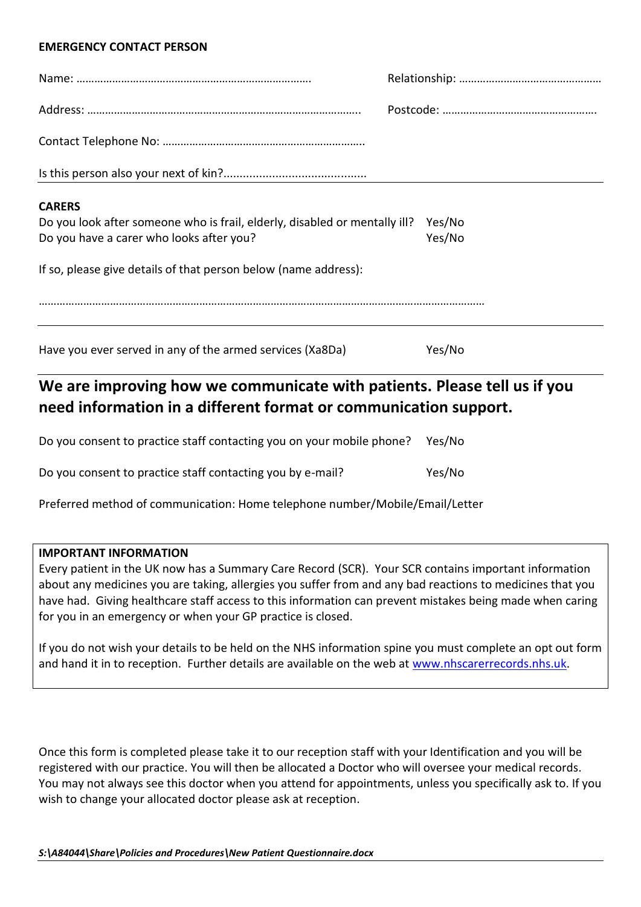**EMERGENCY CONTACT PERSON**

Name: …………………………………………………………………….  Relationship: ………………………………………

Address: ……………………………………………………………………………..  Postcode: …………………………………………….

Contact Telephone No: …………………………………………………………..

Is this person also your next of kin?............................................

---

**CARERS**

Do you look after someone who is frail, elderly, disabled or mentally ill? Yes/No

Do you have a carer who looks after you? Yes/No

If so, please give details of that person below (name address):

……………………………………………………………………………………………………………………………………

---

Have you ever served in any of the armed services (Xa8Da) Yes/No

---

## We are improving how we communicate with patients. Please tell us if you need information in a different format or communication support.

Do you consent to practice staff contacting you on your mobile phone? Yes/No

Do you consent to practice staff contacting you by e-mail? Yes/No

Preferred method of communication: Home telephone number/Mobile/Email/Letter

**IMPORTANT INFORMATION**

Every patient in the UK now has a Summary Care Record (SCR). Your SCR contains important information about any medicines you are taking, allergies you suffer from and any bad reactions to medicines that you have had. Giving healthcare staff access to this information can prevent mistakes being made when caring for you in an emergency or when your GP practice is closed.

If you do not wish your details to be held on the NHS information spine you must complete an opt out form and hand it in to reception. Further details are available on the web at www.nhscarerrecords.nhs.uk.

Once this form is completed please take it to our reception staff with your Identification and you will be registered with our practice. You will then be allocated a Doctor who will oversee your medical records. You may not always see this doctor when you attend for appointments, unless you specifically ask to. If you wish to change your allocated doctor please ask at reception.